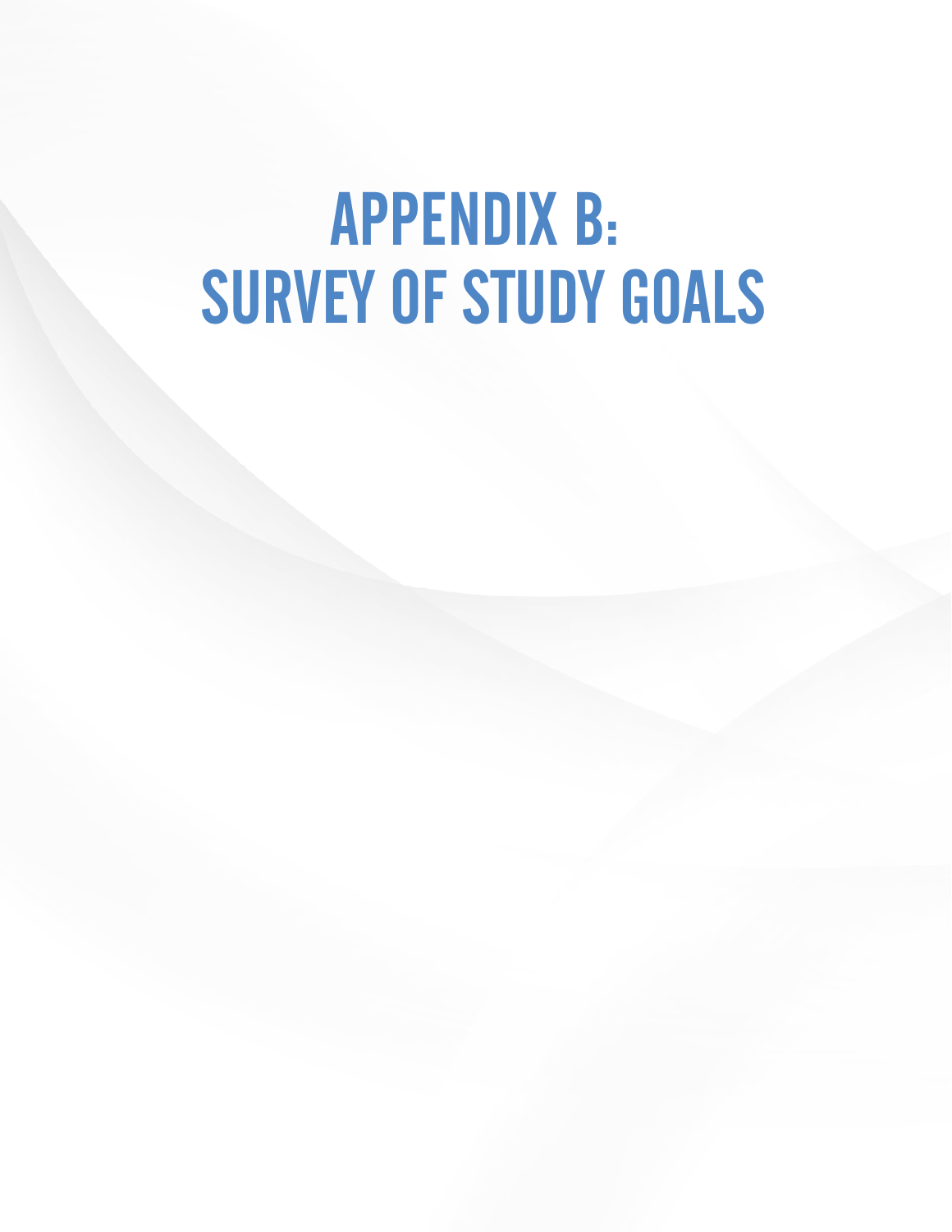# APPENDIX B: SURVEY OF STUDY GOALS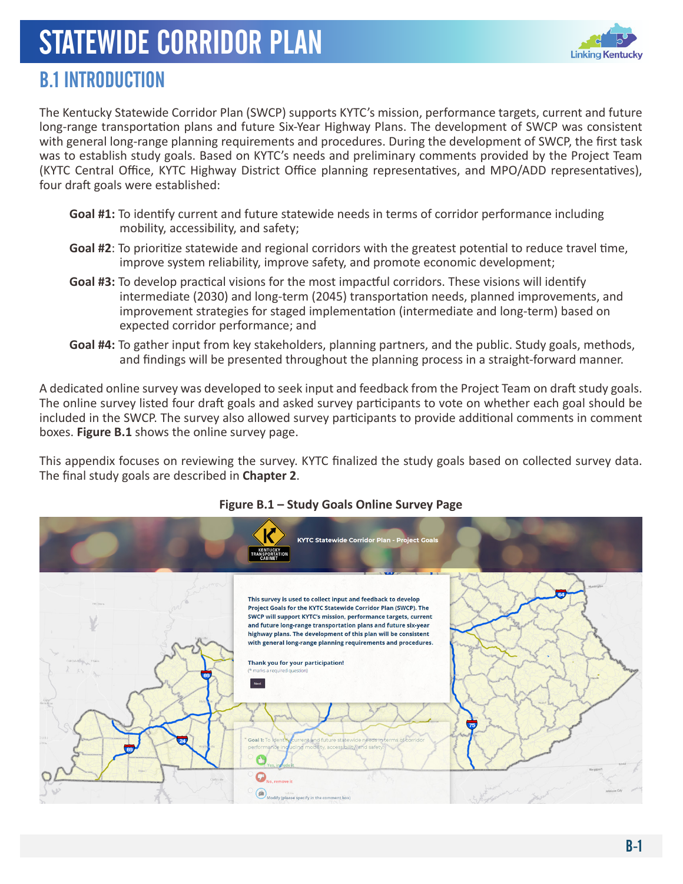# STATEWIDE CORRIDOR PLAN

## B.1 INTRODUCTION

The Kentucky Statewide Corridor Plan (SWCP) supports KYTC's mission, performance targets, current and future long-range transportation plans and future Six-Year Highway Plans. The development of SWCP was consistent with general long-range planning requirements and procedures. During the development of SWCP, the first task was to establish study goals. Based on KYTC's needs and preliminary comments provided by the Project Team (KYTC Central Office, KYTC Highway District Office planning representatives, and MPO/ADD representatives), four draft goals were established:

- **Goal #1:** To identify current and future statewide needs in terms of corridor performance including mobility, accessibility, and safety;
- **Goal #2**: To prioritize statewide and regional corridors with the greatest potential to reduce travel time, improve system reliability, improve safety, and promote economic development;
- **Goal #3:** To develop practical visions for the most impactful corridors. These visions will identify intermediate (2030) and long-term (2045) transportation needs, planned improvements, and improvement strategies for staged implementation (intermediate and long-term) based on expected corridor performance; and
- **Goal #4:** To gather input from key stakeholders, planning partners, and the public. Study goals, methods, and findings will be presented throughout the planning process in a straight-forward manner.

A dedicated online survey was developed to seek input and feedback from the Project Team on draft study goals. The online survey listed four draft goals and asked survey participants to vote on whether each goal should be included in the SWCP. The survey also allowed survey participants to provide additional comments in comment boxes. **Figure B.1** shows the online survey page.

This appendix focuses on reviewing the survey. KYTC finalized the study goals based on collected survey data. The final study goals are described in **Chapter 2**.

**Figure B.1 – Study Goals Online Survey Page**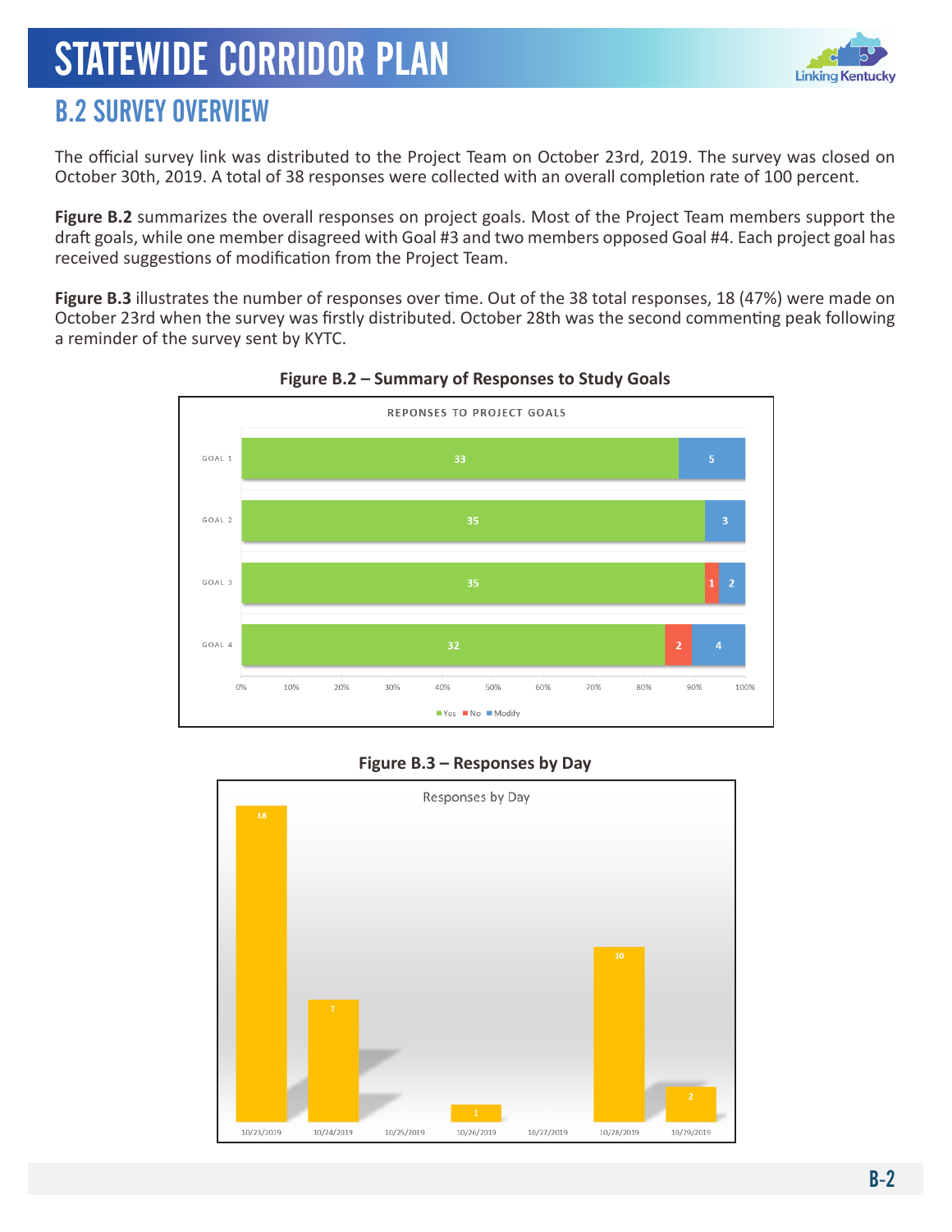## B.2 SURVEY OVERVIEW

The official survey link was distributed to the Project Team on October 23rd, 2019. The survey was closed on October 30th, 2019. A total of 38 responses were collected with an overall completion rate of 100 percent.

**Figure B.2** summarizes the overall responses on project goals. Most of the Project Team members support the draft goals, while one member disagreed with Goal #3 and two members opposed Goal #4. Each project goal has received suggestions of modification from the Project Team.

**Figure B.3** illustrates the number of responses over time. Out of the 38 total responses, 18 (47%) were made on October 23rd when the survey was firstly distributed. October 28th was the second commenting peak following a reminder of the survey sent by KYTC.

**Figure B.2 – Summary of Responses to Study Goals**

REPONSES TO PROJECT GOALS

| | Yes | No | Modify |
|---|---|---|---|
| GOAL 1 | 33 | | 5 |
| GOAL 2 | 35 | | 3 |
| GOAL 3 | 35 | 1 | 2 |
| GOAL 4 | 32 | 2 | 4 |

**Figure B.3 – Responses by Day**

Responses by Day

| Date | Responses |
|---|---|
| 10/23/2019 | 18 |
| 10/24/2019 | 7 |
| 10/25/2019 | 0 |
| 10/26/2019 | 1 |
| 10/27/2019 | 0 |
| 10/28/2019 | 10 |
| 10/29/2019 | 2 |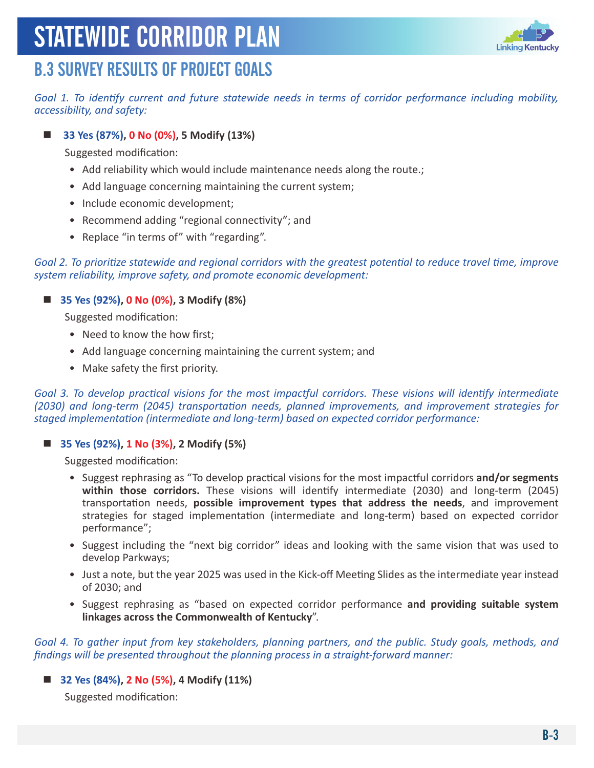# STATEWIDE CORRIDOR PLAN

## B.3 SURVEY RESULTS OF PROJECT GOALS

*Goal 1. To identify current and future statewide needs in terms of corridor performance including mobility, accessibility, and safety:*

- **33 Yes (87%), 0 No (0%), 5 Modify (13%)**

  Suggested modification:

  - Add reliability which would include maintenance needs along the route.;
  - Add language concerning maintaining the current system;
  - Include economic development;
  - Recommend adding "regional connectivity"; and
  - Replace "in terms of" with "regarding".

*Goal 2. To prioritize statewide and regional corridors with the greatest potential to reduce travel time, improve system reliability, improve safety, and promote economic development:*

- **35 Yes (92%), 0 No (0%), 3 Modify (8%)**

  Suggested modification:

  - Need to know the how first;
  - Add language concerning maintaining the current system; and
  - Make safety the first priority.

*Goal 3. To develop practical visions for the most impactful corridors. These visions will identify intermediate (2030) and long-term (2045) transportation needs, planned improvements, and improvement strategies for staged implementation (intermediate and long-term) based on expected corridor performance:*

- **35 Yes (92%), 1 No (3%), 2 Modify (5%)**

  Suggested modification:

  - Suggest rephrasing as "To develop practical visions for the most impactful corridors **and/or segments within those corridors.** These visions will identify intermediate (2030) and long-term (2045) transportation needs, **possible improvement types that address the needs**, and improvement strategies for staged implementation (intermediate and long-term) based on expected corridor performance";
  - Suggest including the "next big corridor" ideas and looking with the same vision that was used to develop Parkways;
  - Just a note, but the year 2025 was used in the Kick-off Meeting Slides as the intermediate year instead of 2030; and
  - Suggest rephrasing as "based on expected corridor performance **and providing suitable system linkages across the Commonwealth of Kentucky**".

*Goal 4. To gather input from key stakeholders, planning partners, and the public. Study goals, methods, and findings will be presented throughout the planning process in a straight-forward manner:*

- **32 Yes (84%), 2 No (5%), 4 Modify (11%)**

  Suggested modification: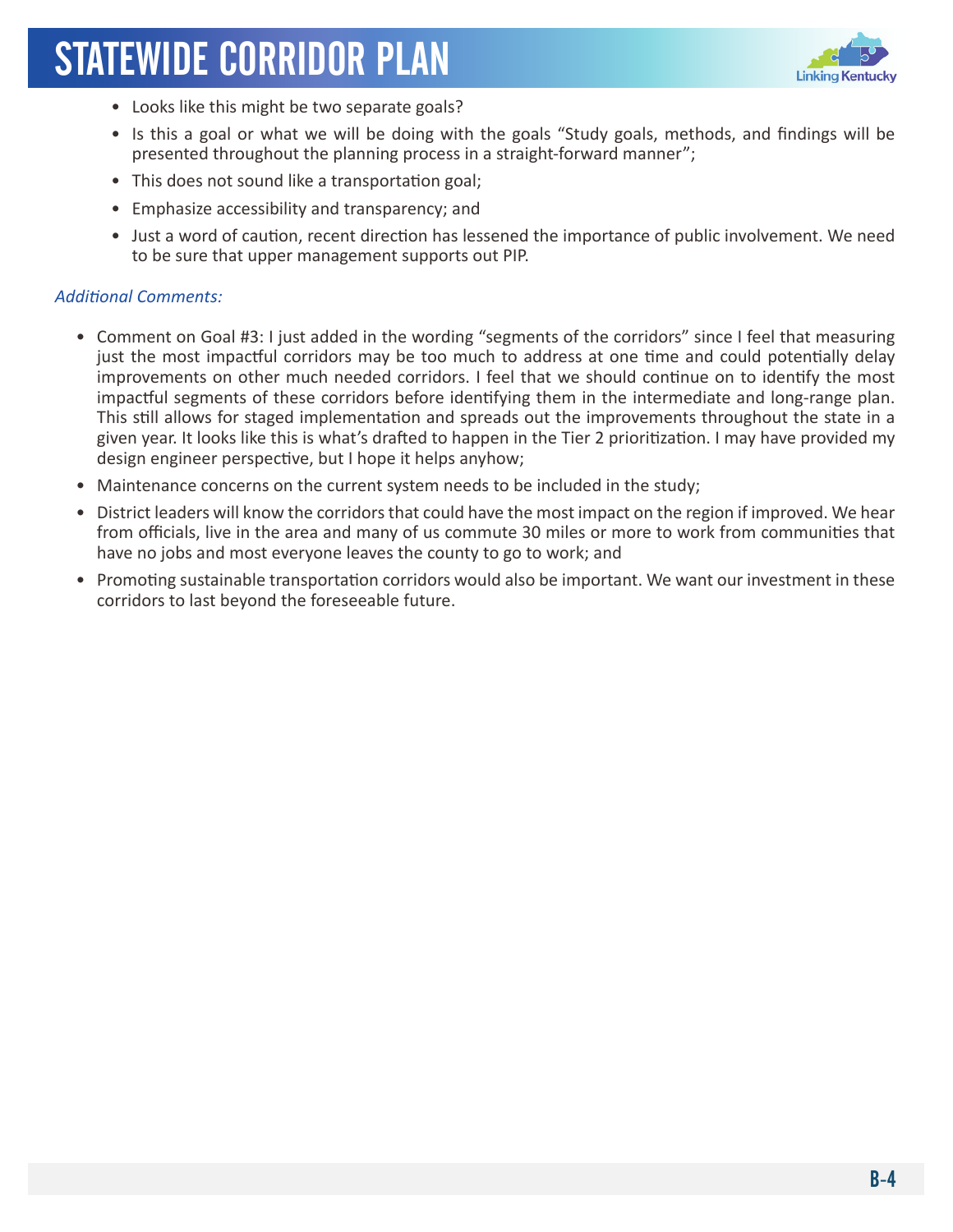- Looks like this might be two separate goals?
- Is this a goal or what we will be doing with the goals “Study goals, methods, and findings will be presented throughout the planning process in a straight-forward manner”;
- This does not sound like a transportation goal;
- Emphasize accessibility and transparency; and
- Just a word of caution, recent direction has lessened the importance of public involvement. We need to be sure that upper management supports out PIP.

*Additional Comments:*

- Comment on Goal #3: I just added in the wording “segments of the corridors” since I feel that measuring just the most impactful corridors may be too much to address at one time and could potentially delay improvements on other much needed corridors. I feel that we should continue on to identify the most impactful segments of these corridors before identifying them in the intermediate and long-range plan. This still allows for staged implementation and spreads out the improvements throughout the state in a given year. It looks like this is what’s drafted to happen in the Tier 2 prioritization. I may have provided my design engineer perspective, but I hope it helps anyhow;
- Maintenance concerns on the current system needs to be included in the study;
- District leaders will know the corridors that could have the most impact on the region if improved. We hear from officials, live in the area and many of us commute 30 miles or more to work from communities that have no jobs and most everyone leaves the county to go to work; and
- Promoting sustainable transportation corridors would also be important. We want our investment in these corridors to last beyond the foreseeable future.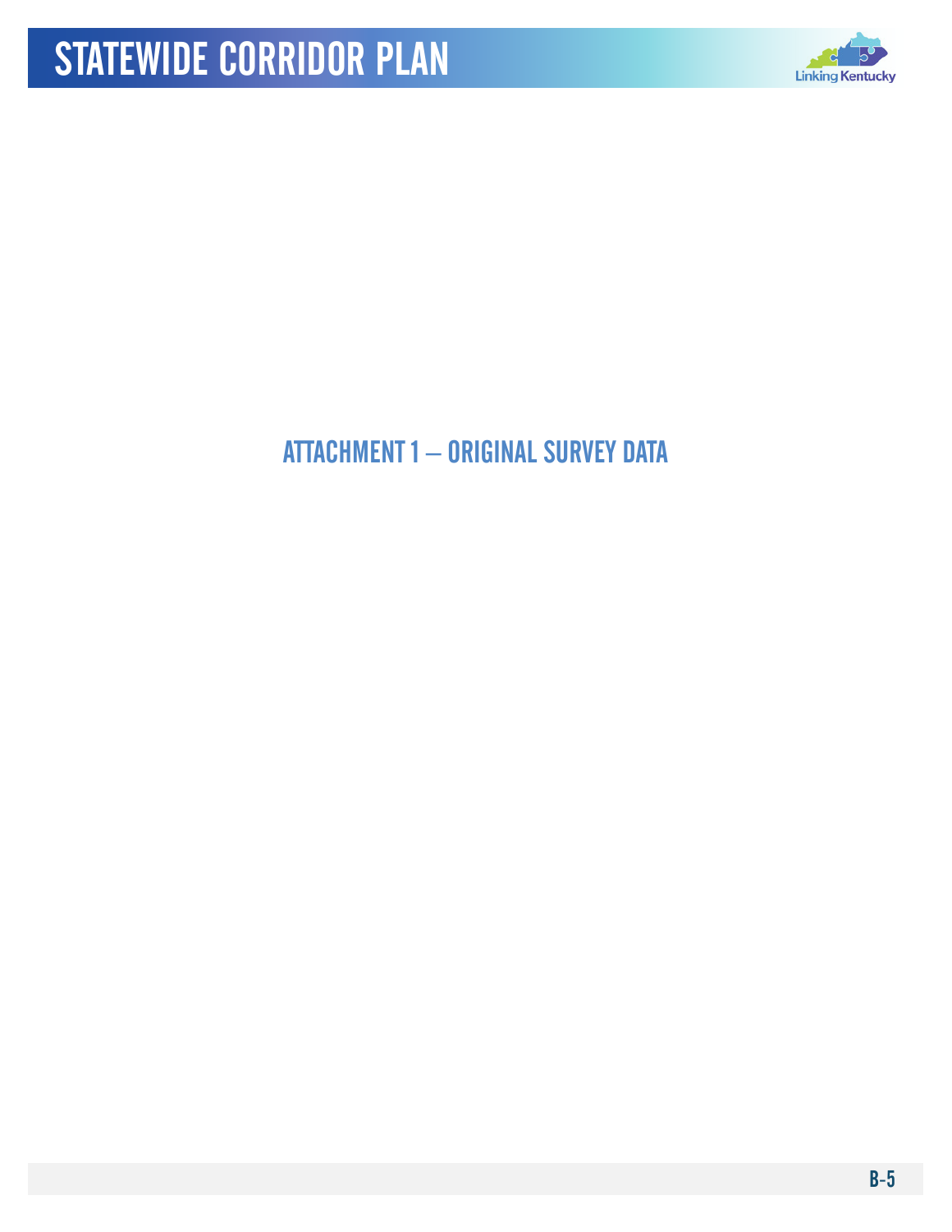# ATTACHMENT 1 – ORIGINAL SURVEY DATA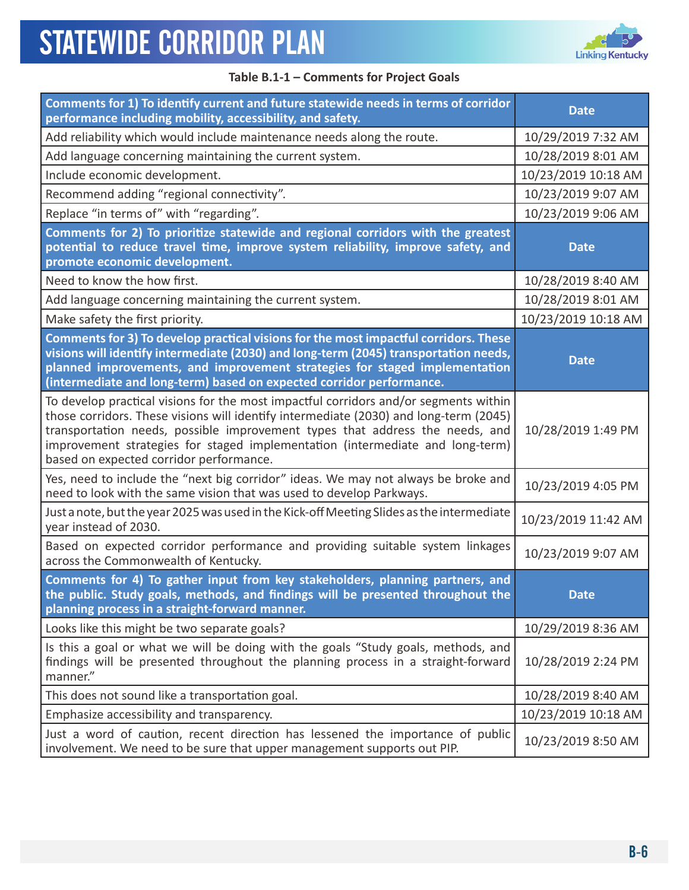**Table B.1-1 – Comments for Project Goals**

| Comments for 1) To identify current and future statewide needs in terms of corridor performance including mobility, accessibility, and safety. | Date |
|---|---|
| Add reliability which would include maintenance needs along the route. | 10/29/2019 7:32 AM |
| Add language concerning maintaining the current system. | 10/28/2019 8:01 AM |
| Include economic development. | 10/23/2019 10:18 AM |
| Recommend adding "regional connectivity". | 10/23/2019 9:07 AM |
| Replace "in terms of" with "regarding". | 10/23/2019 9:06 AM |
| **Comments for 2) To prioritize statewide and regional corridors with the greatest potential to reduce travel time, improve system reliability, improve safety, and promote economic development.** | **Date** |
| Need to know the how first. | 10/28/2019 8:40 AM |
| Add language concerning maintaining the current system. | 10/28/2019 8:01 AM |
| Make safety the first priority. | 10/23/2019 10:18 AM |
| **Comments for 3) To develop practical visions for the most impactful corridors. These visions will identify intermediate (2030) and long-term (2045) transportation needs, planned improvements, and improvement strategies for staged implementation (intermediate and long-term) based on expected corridor performance.** | **Date** |
| To develop practical visions for the most impactful corridors and/or segments within those corridors. These visions will identify intermediate (2030) and long-term (2045) transportation needs, possible improvement types that address the needs, and improvement strategies for staged implementation (intermediate and long-term) based on expected corridor performance. | 10/28/2019 1:49 PM |
| Yes, need to include the "next big corridor" ideas. We may not always be broke and need to look with the same vision that was used to develop Parkways. | 10/23/2019 4:05 PM |
| Just a note, but the year 2025 was used in the Kick-off Meeting Slides as the intermediate year instead of 2030. | 10/23/2019 11:42 AM |
| Based on expected corridor performance and providing suitable system linkages across the Commonwealth of Kentucky. | 10/23/2019 9:07 AM |
| **Comments for 4) To gather input from key stakeholders, planning partners, and the public. Study goals, methods, and findings will be presented throughout the planning process in a straight-forward manner.** | **Date** |
| Looks like this might be two separate goals? | 10/29/2019 8:36 AM |
| Is this a goal or what we will be doing with the goals "Study goals, methods, and findings will be presented throughout the planning process in a straight-forward manner." | 10/28/2019 2:24 PM |
| This does not sound like a transportation goal. | 10/28/2019 8:40 AM |
| Emphasize accessibility and transparency. | 10/23/2019 10:18 AM |
| Just a word of caution, recent direction has lessened the importance of public involvement. We need to be sure that upper management supports out PIP. | 10/23/2019 8:50 AM |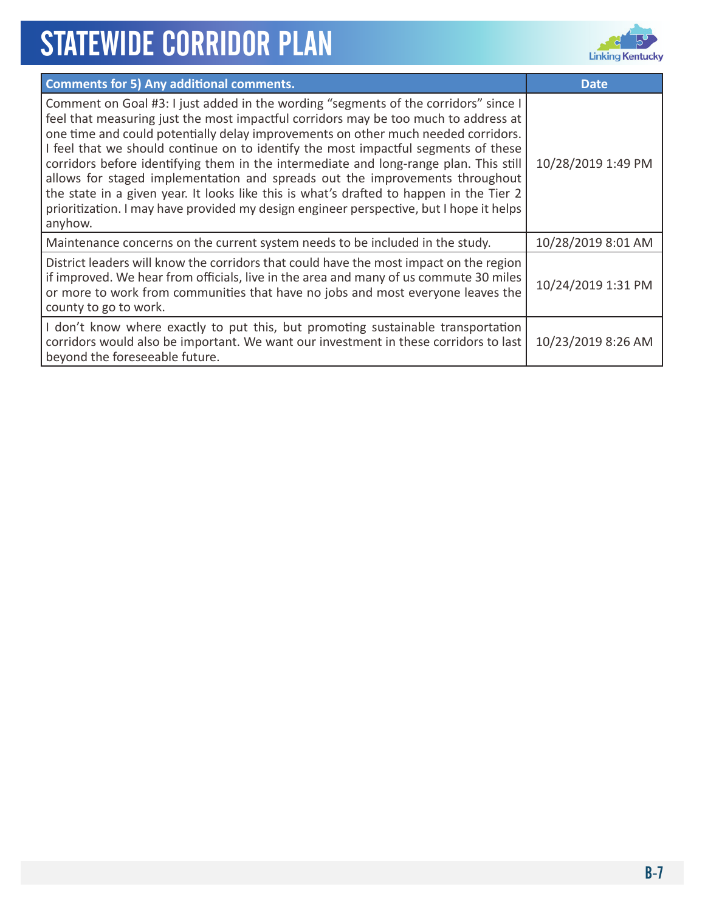| Comments for 5) Any additional comments. | Date |
|---|---|
| Comment on Goal #3: I just added in the wording "segments of the corridors" since I feel that measuring just the most impactful corridors may be too much to address at one time and could potentially delay improvements on other much needed corridors. I feel that we should continue on to identify the most impactful segments of these corridors before identifying them in the intermediate and long-range plan. This still allows for staged implementation and spreads out the improvements throughout the state in a given year. It looks like this is what's drafted to happen in the Tier 2 prioritization. I may have provided my design engineer perspective, but I hope it helps anyhow. | 10/28/2019 1:49 PM |
| Maintenance concerns on the current system needs to be included in the study. | 10/28/2019 8:01 AM |
| District leaders will know the corridors that could have the most impact on the region if improved. We hear from officials, live in the area and many of us commute 30 miles or more to work from communities that have no jobs and most everyone leaves the county to go to work. | 10/24/2019 1:31 PM |
| I don't know where exactly to put this, but promoting sustainable transportation corridors would also be important. We want our investment in these corridors to last beyond the foreseeable future. | 10/23/2019 8:26 AM |